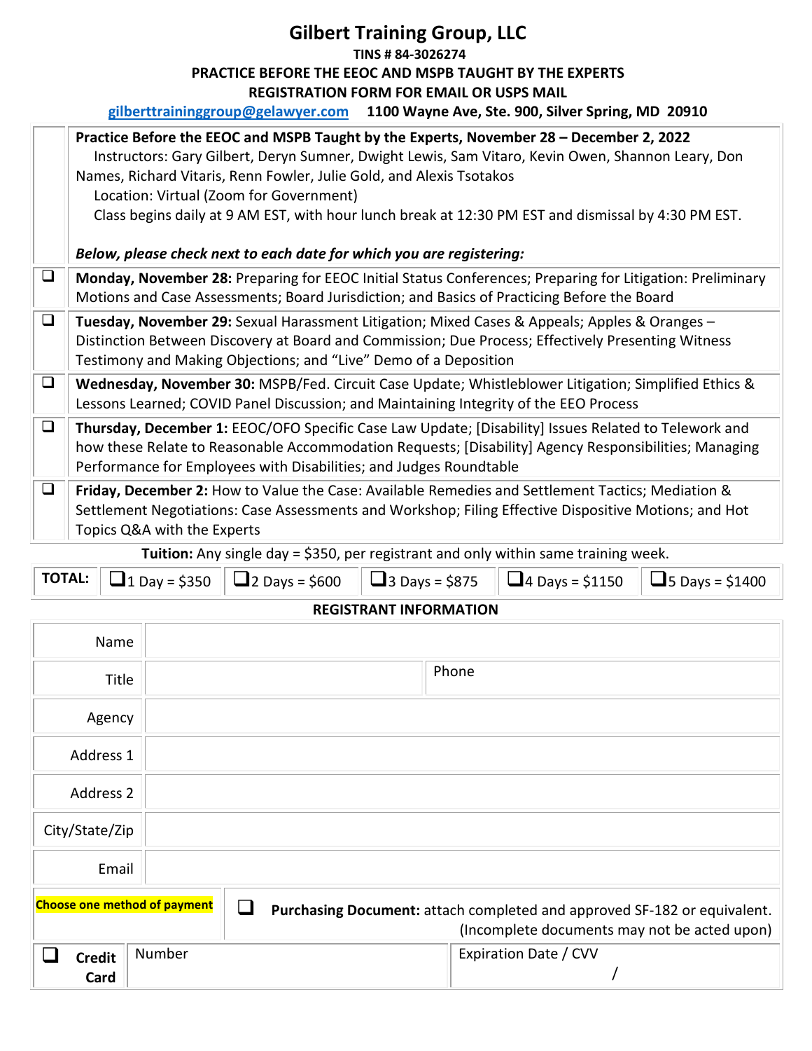# Gilbert Training Group, LLC

**TINS # 84-3026274**

**PRACTICE BEFORE THE EEOC AND MSPB TAUGHT BY THE EXPERTS**

**REGISTRATION FORM FOR EMAIL OR USPS MAIL**

**gilberttraininggroup@gelawyer.com** **1100 Wayne Ave, Ste. 900, Silver Spring, MD 20910**

**Practice Before the EEOC and MSPB Taught by the Experts, November 28 – December 2, 2022**

Instructors: Gary Gilbert, Deryn Sumner, Dwight Lewis, Sam Vitaro, Kevin Owen, Shannon Leary, Don Names, Richard Vitaris, Renn Fowler, Julie Gold, and Alexis Tsotakos

Location: Virtual (Zoom for Government)

Class begins daily at 9 AM EST, with hour lunch break at 12:30 PM EST and dismissal by 4:30 PM EST.

***Below, please check next to each date for which you are registering:***

| | |
|---|---|
| ❑ | **Monday, November 28:** Preparing for EEOC Initial Status Conferences; Preparing for Litigation: Preliminary Motions and Case Assessments; Board Jurisdiction; and Basics of Practicing Before the Board |
| ❑ | **Tuesday, November 29:** Sexual Harassment Litigation; Mixed Cases & Appeals; Apples & Oranges – Distinction Between Discovery at Board and Commission; Due Process; Effectively Presenting Witness Testimony and Making Objections; and "Live" Demo of a Deposition |
| ❑ | **Wednesday, November 30:** MSPB/Fed. Circuit Case Update; Whistleblower Litigation; Simplified Ethics & Lessons Learned; COVID Panel Discussion; and Maintaining Integrity of the EEO Process |
| ❑ | **Thursday, December 1:** EEOC/OFO Specific Case Law Update; [Disability] Issues Related to Telework and how these Relate to Reasonable Accommodation Requests; [Disability] Agency Responsibilities; Managing Performance for Employees with Disabilities; and Judges Roundtable |
| ❑ | **Friday, December 2:** How to Value the Case: Available Remedies and Settlement Tactics; Mediation & Settlement Negotiations: Case Assessments and Workshop; Filing Effective Dispositive Motions; and Hot Topics Q&A with the Experts |

**Tuition:** Any single day = $350, per registrant and only within same training week.

| **TOTAL:** | ❑ 1 Day = $350 | ❑ 2 Days = $600 | ❑ 3 Days = $875 | ❑ 4 Days = $1150 | ❑ 5 Days = $1400 |
|---|---|---|---|---|---|

**REGISTRANT INFORMATION**

| | | |
|---|---|---|
| Name | | |
| Title | | Phone |
| Agency | | |
| Address 1 | | |
| Address 2 | | |
| City/State/Zip | | |
| Email | | |

| | | |
|---|---|---|
| **Choose one method of payment** | ❑ **Purchasing Document:** attach completed and approved SF-182 or equivalent. (Incomplete documents may not be acted upon) | |
| ❑ **Credit Card** | Number | Expiration Date / CVV<br>/ |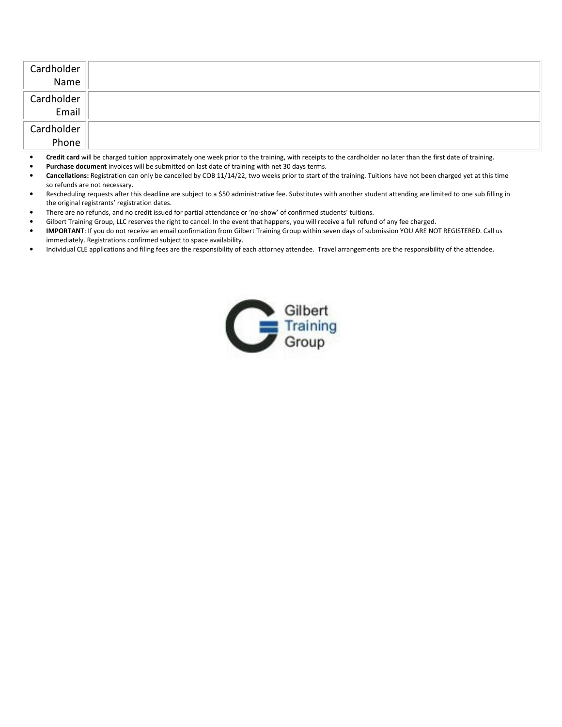| | |
|---|---|
| Cardholder Name | |
| Cardholder Email | |
| Cardholder Phone | |

- **Credit card** will be charged tuition approximately one week prior to the training, with receipts to the cardholder no later than the first date of training.
- **Purchase document** invoices will be submitted on last date of training with net 30 days terms.
- **Cancellations:** Registration can only be cancelled by COB 11/14/22, two weeks prior to start of the training. Tuitions have not been charged yet at this time so refunds are not necessary.
- Rescheduling requests after this deadline are subject to a $50 administrative fee. Substitutes with another student attending are limited to one sub filling in the original registrants' registration dates.
- There are no refunds, and no credit issued for partial attendance or 'no-show' of confirmed students' tuitions.
- Gilbert Training Group, LLC reserves the right to cancel. In the event that happens, you will receive a full refund of any fee charged.
- **IMPORTANT**: If you do not receive an email confirmation from Gilbert Training Group within seven days of submission YOU ARE NOT REGISTERED. Call us immediately. Registrations confirmed subject to space availability.
- Individual CLE applications and filing fees are the responsibility of each attorney attendee. Travel arrangements are the responsibility of the attendee.

Gilbert Training Group